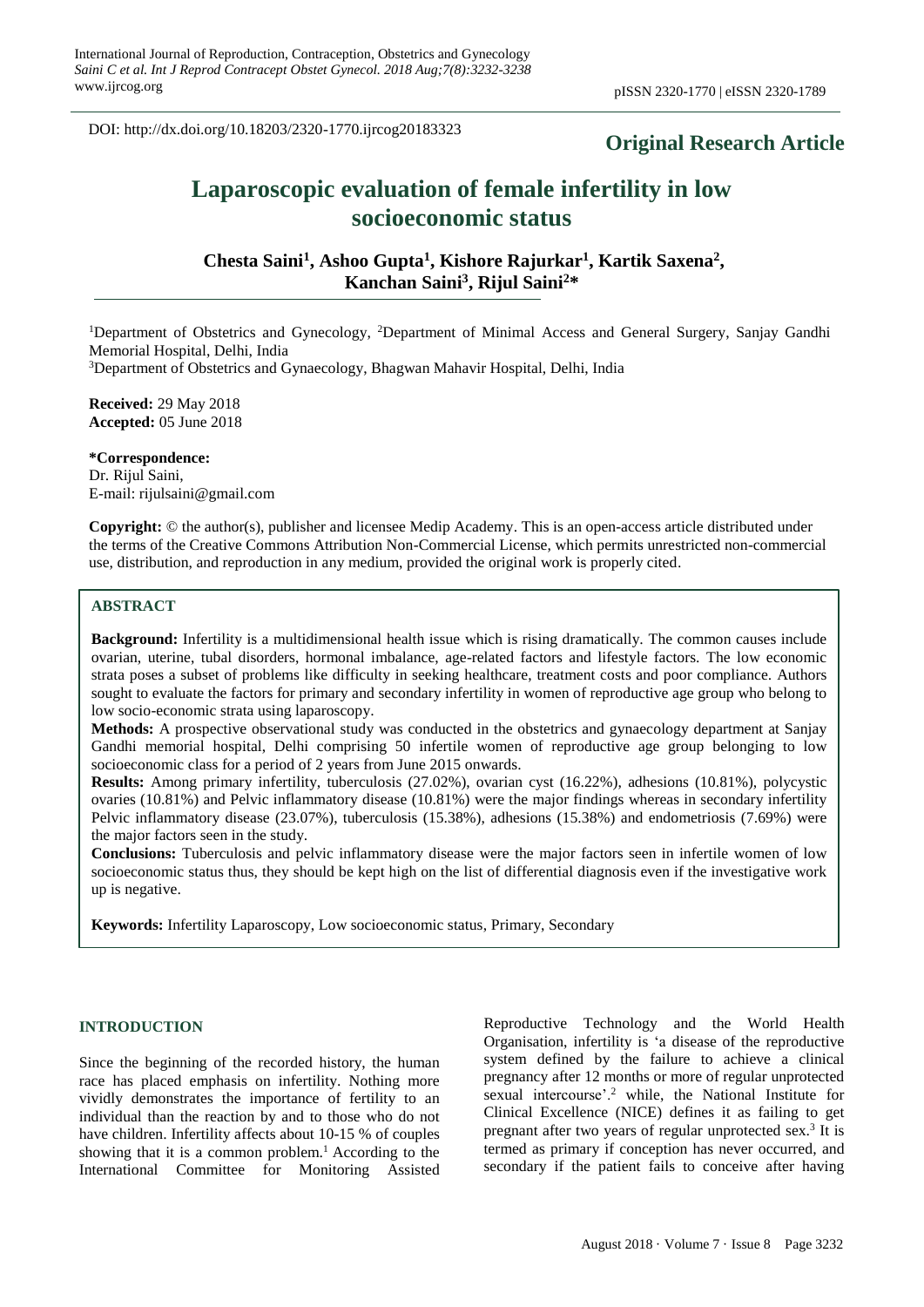DOI: http://dx.doi.org/10.18203/2320-1770.ijrcog20183323

**Original Research Article**

# Laparoscopic evaluation of female infertility in low socioeconomic status

**Chesta Saini[1], Ashoo Gupta[1], Kishore Rajurkar[1], Kartik Saxena[2], Kanchan Saini[3], Rijul Saini[2]***

[1]Department of Obstetrics and Gynecology, [2]Department of Minimal Access and General Surgery, Sanjay Gandhi Memorial Hospital, Delhi, India

[3]Department of Obstetrics and Gynaecology, Bhagwan Mahavir Hospital, Delhi, India

**Received:** 29 May 2018
**Accepted:** 05 June 2018

**\*Correspondence:**
Dr. Rijul Saini,
E-mail: rijulsaini@gmail.com

**Copyright:** © the author(s), publisher and licensee Medip Academy. This is an open-access article distributed under the terms of the Creative Commons Attribution Non-Commercial License, which permits unrestricted non-commercial use, distribution, and reproduction in any medium, provided the original work is properly cited.

## ABSTRACT

**Background:** Infertility is a multidimensional health issue which is rising dramatically. The common causes include ovarian, uterine, tubal disorders, hormonal imbalance, age-related factors and lifestyle factors. The low economic strata poses a subset of problems like difficulty in seeking healthcare, treatment costs and poor compliance. Authors sought to evaluate the factors for primary and secondary infertility in women of reproductive age group who belong to low socio-economic strata using laparoscopy.

**Methods:** A prospective observational study was conducted in the obstetrics and gynaecology department at Sanjay Gandhi memorial hospital, Delhi comprising 50 infertile women of reproductive age group belonging to low socioeconomic class for a period of 2 years from June 2015 onwards.

**Results:** Among primary infertility, tuberculosis (27.02%), ovarian cyst (16.22%), adhesions (10.81%), polycystic ovaries (10.81%) and Pelvic inflammatory disease (10.81%) were the major findings whereas in secondary infertility Pelvic inflammatory disease (23.07%), tuberculosis (15.38%), adhesions (15.38%) and endometriosis (7.69%) were the major factors seen in the study.

**Conclusions:** Tuberculosis and pelvic inflammatory disease were the major factors seen in infertile women of low socioeconomic status thus, they should be kept high on the list of differential diagnosis even if the investigative work up is negative.

**Keywords:** Infertility Laparoscopy, Low socioeconomic status, Primary, Secondary

## INTRODUCTION

Since the beginning of the recorded history, the human race has placed emphasis on infertility. Nothing more vividly demonstrates the importance of fertility to an individual than the reaction by and to those who do not have children. Infertility affects about 10-15 % of couples showing that it is a common problem.[1] According to the International Committee for Monitoring Assisted Reproductive Technology and the World Health Organisation, infertility is 'a disease of the reproductive system defined by the failure to achieve a clinical pregnancy after 12 months or more of regular unprotected sexual intercourse'.[2] while, the National Institute for Clinical Excellence (NICE) defines it as failing to get pregnant after two years of regular unprotected sex.[3] It is termed as primary if conception has never occurred, and secondary if the patient fails to conceive after having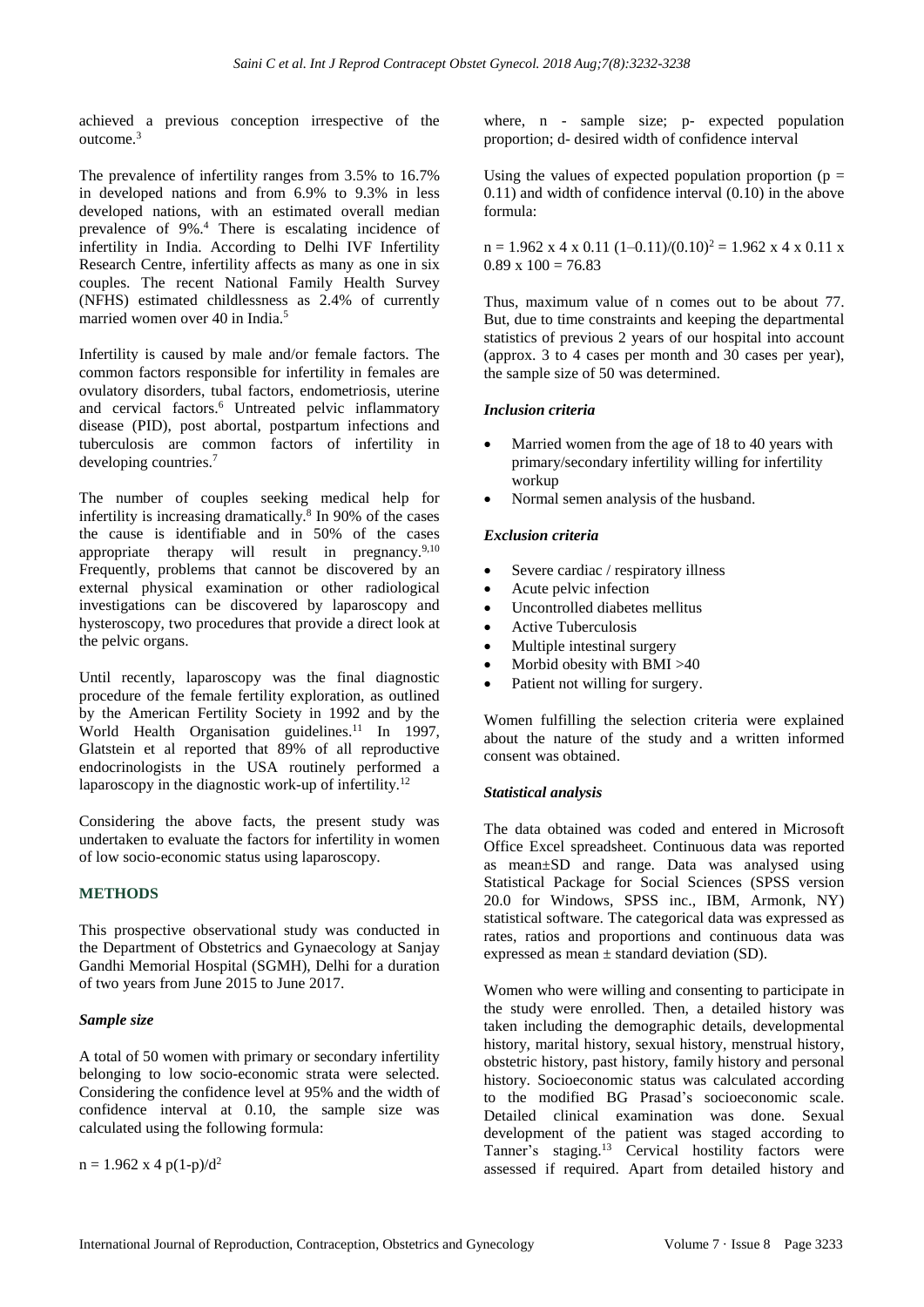achieved a previous conception irrespective of the outcome.[3]

The prevalence of infertility ranges from 3.5% to 16.7% in developed nations and from 6.9% to 9.3% in less developed nations, with an estimated overall median prevalence of 9%.[4] There is escalating incidence of infertility in India. According to Delhi IVF Infertility Research Centre, infertility affects as many as one in six couples. The recent National Family Health Survey (NFHS) estimated childlessness as 2.4% of currently married women over 40 in India.[5]

Infertility is caused by male and/or female factors. The common factors responsible for infertility in females are ovulatory disorders, tubal factors, endometriosis, uterine and cervical factors.[6] Untreated pelvic inflammatory disease (PID), post abortal, postpartum infections and tuberculosis are common factors of infertility in developing countries.[7]

The number of couples seeking medical help for infertility is increasing dramatically.[8] In 90% of the cases the cause is identifiable and in 50% of the cases appropriate therapy will result in pregnancy.[9,10] Frequently, problems that cannot be discovered by an external physical examination or other radiological investigations can be discovered by laparoscopy and hysteroscopy, two procedures that provide a direct look at the pelvic organs.

Until recently, laparoscopy was the final diagnostic procedure of the female fertility exploration, as outlined by the American Fertility Society in 1992 and by the World Health Organisation guidelines.[11] In 1997, Glatstein et al reported that 89% of all reproductive endocrinologists in the USA routinely performed a laparoscopy in the diagnostic work-up of infertility.[12]

Considering the above facts, the present study was undertaken to evaluate the factors for infertility in women of low socio-economic status using laparoscopy.

## METHODS

This prospective observational study was conducted in the Department of Obstetrics and Gynaecology at Sanjay Gandhi Memorial Hospital (SGMH), Delhi for a duration of two years from June 2015 to June 2017.

### *Sample size*

A total of 50 women with primary or secondary infertility belonging to low socio-economic strata were selected. Considering the confidence level at 95% and the width of confidence interval at 0.10, the sample size was calculated using the following formula:

$$n = 1.96^2 \times 4\ p(1\text{-}p)/d^2$$

where, n - sample size; p- expected population proportion; d- desired width of confidence interval

Using the values of expected population proportion ($p = 0.11$) and width of confidence interval (0.10) in the above formula:

$$n = 1.96^2 \times 4 \times 0.11\ (1–0.11)/(0.10)^2 = 1.96^2 \times 4 \times 0.11 \times 0.89 \times 100 = 76.83$$

Thus, maximum value of n comes out to be about 77. But, due to time constraints and keeping the departmental statistics of previous 2 years of our hospital into account (approx. 3 to 4 cases per month and 30 cases per year), the sample size of 50 was determined.

### *Inclusion criteria*

- Married women from the age of 18 to 40 years with primary/secondary infertility willing for infertility workup
- Normal semen analysis of the husband.

### *Exclusion criteria*

- Severe cardiac / respiratory illness
- Acute pelvic infection
- Uncontrolled diabetes mellitus
- Active Tuberculosis
- Multiple intestinal surgery
- Morbid obesity with BMI >40
- Patient not willing for surgery.

Women fulfilling the selection criteria were explained about the nature of the study and a written informed consent was obtained.

### *Statistical analysis*

The data obtained was coded and entered in Microsoft Office Excel spreadsheet. Continuous data was reported as mean±SD and range. Data was analysed using Statistical Package for Social Sciences (SPSS version 20.0 for Windows, SPSS inc., IBM, Armonk, NY) statistical software. The categorical data was expressed as rates, ratios and proportions and continuous data was expressed as mean ± standard deviation (SD).

Women who were willing and consenting to participate in the study were enrolled. Then, a detailed history was taken including the demographic details, developmental history, marital history, sexual history, menstrual history, obstetric history, past history, family history and personal history. Socioeconomic status was calculated according to the modified BG Prasad's socioeconomic scale. Detailed clinical examination was done. Sexual development of the patient was staged according to Tanner's staging.[13] Cervical hostility factors were assessed if required. Apart from detailed history and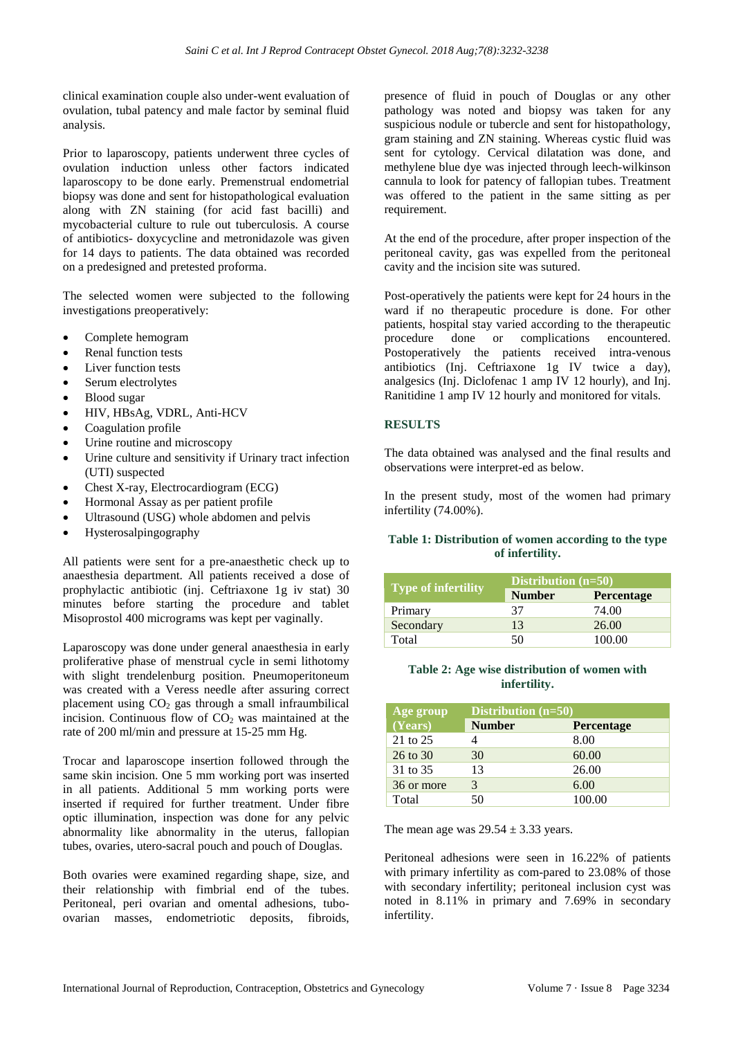clinical examination couple also under-went evaluation of ovulation, tubal patency and male factor by seminal fluid analysis.

Prior to laparoscopy, patients underwent three cycles of ovulation induction unless other factors indicated laparoscopy to be done early. Premenstrual endometrial biopsy was done and sent for histopathological evaluation along with ZN staining (for acid fast bacilli) and mycobacterial culture to rule out tuberculosis. A course of antibiotics- doxycycline and metronidazole was given for 14 days to patients. The data obtained was recorded on a predesigned and pretested proforma.

The selected women were subjected to the following investigations preoperatively:

- Complete hemogram
- Renal function tests
- Liver function tests
- Serum electrolytes
- Blood sugar
- HIV, HBsAg, VDRL, Anti-HCV
- Coagulation profile
- Urine routine and microscopy
- Urine culture and sensitivity if Urinary tract infection (UTI) suspected
- Chest X-ray, Electrocardiogram (ECG)
- Hormonal Assay as per patient profile
- Ultrasound (USG) whole abdomen and pelvis
- Hysterosalpingography

All patients were sent for a pre-anaesthetic check up to anaesthesia department. All patients received a dose of prophylactic antibiotic (inj. Ceftriaxone 1g iv stat) 30 minutes before starting the procedure and tablet Misoprostol 400 micrograms was kept per vaginally.

Laparoscopy was done under general anaesthesia in early proliferative phase of menstrual cycle in semi lithotomy with slight trendelenburg position. Pneumoperitoneum was created with a Veress needle after assuring correct placement using $CO_2$ gas through a small infraumbilical incision. Continuous flow of $CO_2$ was maintained at the rate of 200 ml/min and pressure at 15-25 mm Hg.

Trocar and laparoscope insertion followed through the same skin incision. One 5 mm working port was inserted in all patients. Additional 5 mm working ports were inserted if required for further treatment. Under fibre optic illumination, inspection was done for any pelvic abnormality like abnormality in the uterus, fallopian tubes, ovaries, utero-sacral pouch and pouch of Douglas.

Both ovaries were examined regarding shape, size, and their relationship with fimbrial end of the tubes. Peritoneal, peri ovarian and omental adhesions, tubo-ovarian masses, endometriotic deposits, fibroids, presence of fluid in pouch of Douglas or any other pathology was noted and biopsy was taken for any suspicious nodule or tubercle and sent for histopathology, gram staining and ZN staining. Whereas cystic fluid was sent for cytology. Cervical dilatation was done, and methylene blue dye was injected through leech-wilkinson cannula to look for patency of fallopian tubes. Treatment was offered to the patient in the same sitting as per requirement.

At the end of the procedure, after proper inspection of the peritoneal cavity, gas was expelled from the peritoneal cavity and the incision site was sutured.

Post-operatively the patients were kept for 24 hours in the ward if no therapeutic procedure is done. For other patients, hospital stay varied according to the therapeutic procedure done or complications encountered. Postoperatively the patients received intra-venous antibiotics (Inj. Ceftriaxone 1g IV twice a day), analgesics (Inj. Diclofenac 1 amp IV 12 hourly), and Inj. Ranitidine 1 amp IV 12 hourly and monitored for vitals.

## RESULTS

The data obtained was analysed and the final results and observations were interpret-ed as below.

In the present study, most of the women had primary infertility (74.00%).

**Table 1: Distribution of women according to the type of infertility.**

| Type of infertility | Distribution (n=50) | |
|---|---|---|
| | Number | Percentage |
| Primary | 37 | 74.00 |
| Secondary | 13 | 26.00 |
| Total | 50 | 100.00 |

**Table 2: Age wise distribution of women with infertility.**

| Age group (Years) | Distribution (n=50) | |
|---|---|---|
| | Number | Percentage |
| 21 to 25 | 4 | 8.00 |
| 26 to 30 | 30 | 60.00 |
| 31 to 35 | 13 | 26.00 |
| 36 or more | 3 | 6.00 |
| Total | 50 | 100.00 |

The mean age was $29.54 \pm 3.33$ years.

Peritoneal adhesions were seen in 16.22% of patients with primary infertility as com-pared to 23.08% of those with secondary infertility; peritoneal inclusion cyst was noted in 8.11% in primary and 7.69% in secondary infertility.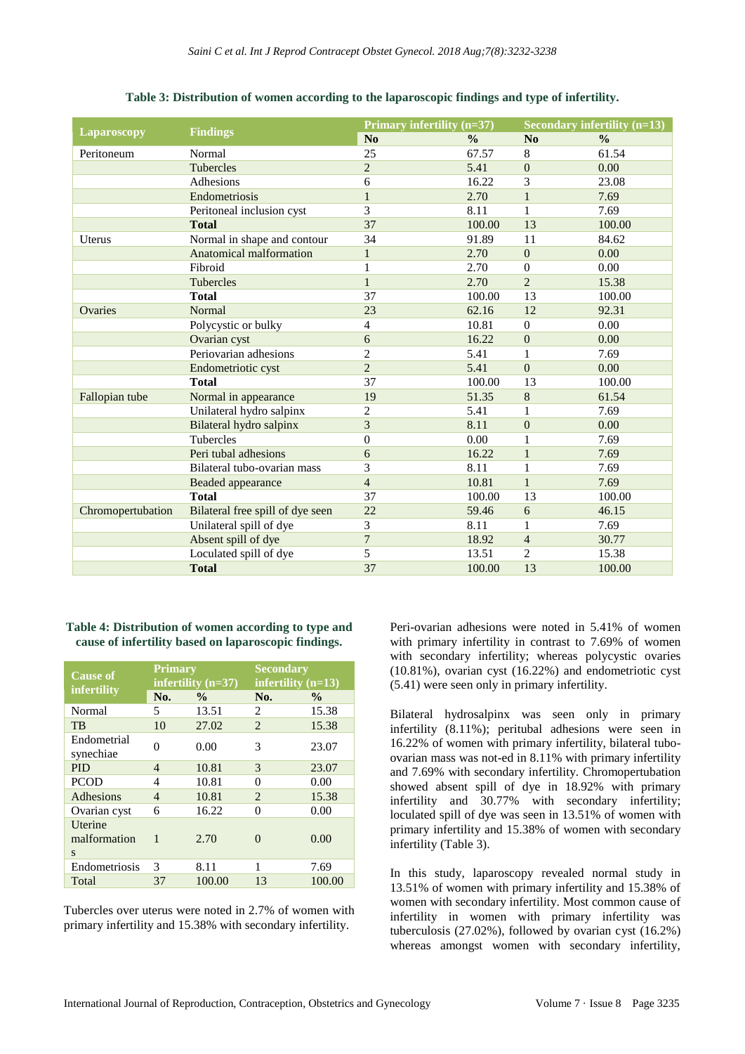**Table 3: Distribution of women according to the laparoscopic findings and type of infertility.**

| Laparoscopy | Findings | Primary infertility (n=37) | | Secondary infertility (n=13) | |
|---|---|---|---|---|---|
| | | No | % | No | % |
| Peritoneum | Normal | 25 | 67.57 | 8 | 61.54 |
| | Tubercles | 2 | 5.41 | 0 | 0.00 |
| | Adhesions | 6 | 16.22 | 3 | 23.08 |
| | Endometriosis | 1 | 2.70 | 1 | 7.69 |
| | Peritoneal inclusion cyst | 3 | 8.11 | 1 | 7.69 |
| | **Total** | 37 | 100.00 | 13 | 100.00 |
| Uterus | Normal in shape and contour | 34 | 91.89 | 11 | 84.62 |
| | Anatomical malformation | 1 | 2.70 | 0 | 0.00 |
| | Fibroid | 1 | 2.70 | 0 | 0.00 |
| | Tubercles | 1 | 2.70 | 2 | 15.38 |
| | **Total** | 37 | 100.00 | 13 | 100.00 |
| Ovaries | Normal | 23 | 62.16 | 12 | 92.31 |
| | Polycystic or bulky | 4 | 10.81 | 0 | 0.00 |
| | Ovarian cyst | 6 | 16.22 | 0 | 0.00 |
| | Periovarian adhesions | 2 | 5.41 | 1 | 7.69 |
| | Endometriotic cyst | 2 | 5.41 | 0 | 0.00 |
| | **Total** | 37 | 100.00 | 13 | 100.00 |
| Fallopian tube | Normal in appearance | 19 | 51.35 | 8 | 61.54 |
| | Unilateral hydro salpinx | 2 | 5.41 | 1 | 7.69 |
| | Bilateral hydro salpinx | 3 | 8.11 | 0 | 0.00 |
| | Tubercles | 0 | 0.00 | 1 | 7.69 |
| | Peri tubal adhesions | 6 | 16.22 | 1 | 7.69 |
| | Bilateral tubo-ovarian mass | 3 | 8.11 | 1 | 7.69 |
| | Beaded appearance | 4 | 10.81 | 1 | 7.69 |
| | **Total** | 37 | 100.00 | 13 | 100.00 |
| Chromopertubation | Bilateral free spill of dye seen | 22 | 59.46 | 6 | 46.15 |
| | Unilateral spill of dye | 3 | 8.11 | 1 | 7.69 |
| | Absent spill of dye | 7 | 18.92 | 4 | 30.77 |
| | Loculated spill of dye | 5 | 13.51 | 2 | 15.38 |
| | **Total** | 37 | 100.00 | 13 | 100.00 |

**Table 4: Distribution of women according to type and cause of infertility based on laparoscopic findings.**

| Cause of infertility | Primary infertility (n=37) | | Secondary infertility (n=13) | |
|---|---|---|---|---|
| | No. | % | No. | % |
| Normal | 5 | 13.51 | 2 | 15.38 |
| TB | 10 | 27.02 | 2 | 15.38 |
| Endometrial synechiae | 0 | 0.00 | 3 | 23.07 |
| PID | 4 | 10.81 | 3 | 23.07 |
| PCOD | 4 | 10.81 | 0 | 0.00 |
| Adhesions | 4 | 10.81 | 2 | 15.38 |
| Ovarian cyst | 6 | 16.22 | 0 | 0.00 |
| Uterine malformations | 1 | 2.70 | 0 | 0.00 |
| Endometriosis | 3 | 8.11 | 1 | 7.69 |
| Total | 37 | 100.00 | 13 | 100.00 |

Tubercles over uterus were noted in 2.7% of women with primary infertility and 15.38% with secondary infertility.

Peri-ovarian adhesions were noted in 5.41% of women with primary infertility in contrast to 7.69% of women with secondary infertility; whereas polycystic ovaries (10.81%), ovarian cyst (16.22%) and endometriotic cyst (5.41) were seen only in primary infertility.

Bilateral hydrosalpinx was seen only in primary infertility (8.11%); peritubal adhesions were seen in 16.22% of women with primary infertility, bilateral tubo-ovarian mass was not-ed in 8.11% with primary infertility and 7.69% with secondary infertility. Chromopertubation showed absent spill of dye in 18.92% with primary infertility and 30.77% with secondary infertility; loculated spill of dye was seen in 13.51% of women with primary infertility and 15.38% of women with secondary infertility (Table 3).

In this study, laparoscopy revealed normal study in 13.51% of women with primary infertility and 15.38% of women with secondary infertility. Most common cause of infertility in women with primary infertility was tuberculosis (27.02%), followed by ovarian cyst (16.2%) whereas amongst women with secondary infertility,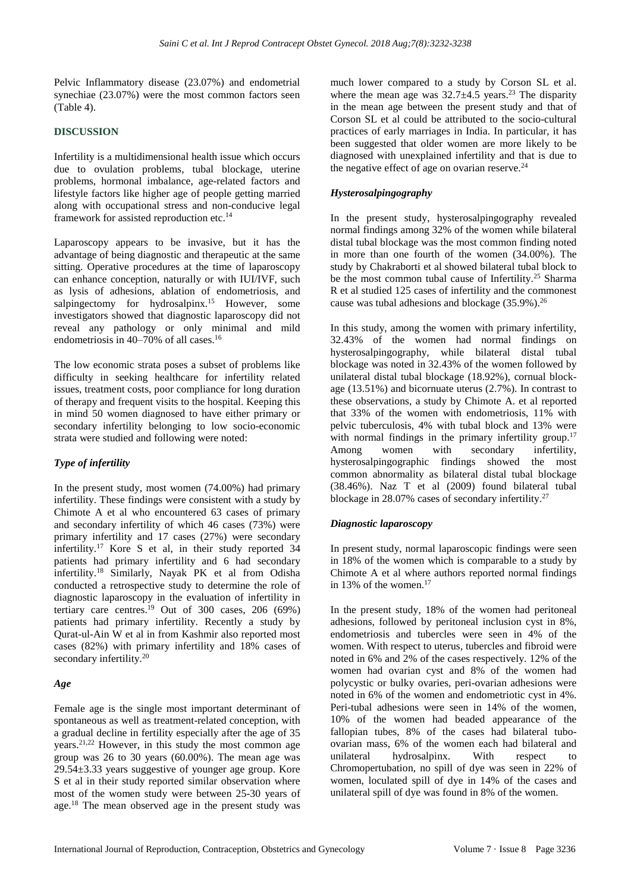Pelvic Inflammatory disease (23.07%) and endometrial synechiae (23.07%) were the most common factors seen (Table 4).

## DISCUSSION

Infertility is a multidimensional health issue which occurs due to ovulation problems, tubal blockage, uterine problems, hormonal imbalance, age-related factors and lifestyle factors like higher age of people getting married along with occupational stress and non-conducive legal framework for assisted reproduction etc.[14]

Laparoscopy appears to be invasive, but it has the advantage of being diagnostic and therapeutic at the same sitting. Operative procedures at the time of laparoscopy can enhance conception, naturally or with IUI/IVF, such as lysis of adhesions, ablation of endometriosis, and salpingectomy for hydrosalpinx.[15] However, some investigators showed that diagnostic laparoscopy did not reveal any pathology or only minimal and mild endometriosis in 40–70% of all cases.[16]

The low economic strata poses a subset of problems like difficulty in seeking healthcare for infertility related issues, treatment costs, poor compliance for long duration of therapy and frequent visits to the hospital. Keeping this in mind 50 women diagnosed to have either primary or secondary infertility belonging to low socio-economic strata were studied and following were noted:

### *Type of infertility*

In the present study, most women (74.00%) had primary infertility. These findings were consistent with a study by Chimote A et al who encountered 63 cases of primary and secondary infertility of which 46 cases (73%) were primary infertility and 17 cases (27%) were secondary infertility.[17] Kore S et al, in their study reported 34 patients had primary infertility and 6 had secondary infertility.[18] Similarly, Nayak PK et al from Odisha conducted a retrospective study to determine the role of diagnostic laparoscopy in the evaluation of infertility in tertiary care centres.[19] Out of 300 cases, 206 (69%) patients had primary infertility. Recently a study by Qurat-ul-Ain W et al in from Kashmir also reported most cases (82%) with primary infertility and 18% cases of secondary infertility.[20]

### *Age*

Female age is the single most important determinant of spontaneous as well as treatment-related conception, with a gradual decline in fertility especially after the age of 35 years.[21,22] However, in this study the most common age group was 26 to 30 years (60.00%). The mean age was 29.54±3.33 years suggestive of younger age group. Kore S et al in their study reported similar observation where most of the women study were between 25-30 years of age.[18] The mean observed age in the present study was much lower compared to a study by Corson SL et al. where the mean age was 32.7±4.5 years.[23] The disparity in the mean age between the present study and that of Corson SL et al could be attributed to the socio-cultural practices of early marriages in India. In particular, it has been suggested that older women are more likely to be diagnosed with unexplained infertility and that is due to the negative effect of age on ovarian reserve.[24]

### *Hysterosalpingography*

In the present study, hysterosalpingography revealed normal findings among 32% of the women while bilateral distal tubal blockage was the most common finding noted in more than one fourth of the women (34.00%). The study by Chakraborti et al showed bilateral tubal block to be the most common tubal cause of Infertility.[25] Sharma R et al studied 125 cases of infertility and the commonest cause was tubal adhesions and blockage (35.9%).[26]

In this study, among the women with primary infertility, 32.43% of the women had normal findings on hysterosalpingography, while bilateral distal tubal blockage was noted in 32.43% of the women followed by unilateral distal tubal blockage (18.92%), cornual blockage (13.51%) and bicornuate uterus (2.7%). In contrast to these observations, a study by Chimote A. et al reported that 33% of the women with endometriosis, 11% with pelvic tuberculosis, 4% with tubal block and 13% were with normal findings in the primary infertility group.[17] Among women with secondary infertility, hysterosalpingographic findings showed the most common abnormality as bilateral distal tubal blockage (38.46%). Naz T et al (2009) found bilateral tubal blockage in 28.07% cases of secondary infertility.[27]

### *Diagnostic laparoscopy*

In present study, normal laparoscopic findings were seen in 18% of the women which is comparable to a study by Chimote A et al where authors reported normal findings in 13% of the women.[17]

In the present study, 18% of the women had peritoneal adhesions, followed by peritoneal inclusion cyst in 8%, endometriosis and tubercles were seen in 4% of the women. With respect to uterus, tubercles and fibroid were noted in 6% and 2% of the cases respectively. 12% of the women had ovarian cyst and 8% of the women had polycystic or bulky ovaries, peri-ovarian adhesions were noted in 6% of the women and endometriotic cyst in 4%. Peri-tubal adhesions were seen in 14% of the women, 10% of the women had beaded appearance of the fallopian tubes, 8% of the cases had bilateral tubo-ovarian mass, 6% of the women each had bilateral and unilateral hydrosalpinx. With respect to Chromopertubation, no spill of dye was seen in 22% of women, loculated spill of dye in 14% of the cases and unilateral spill of dye was found in 8% of the women.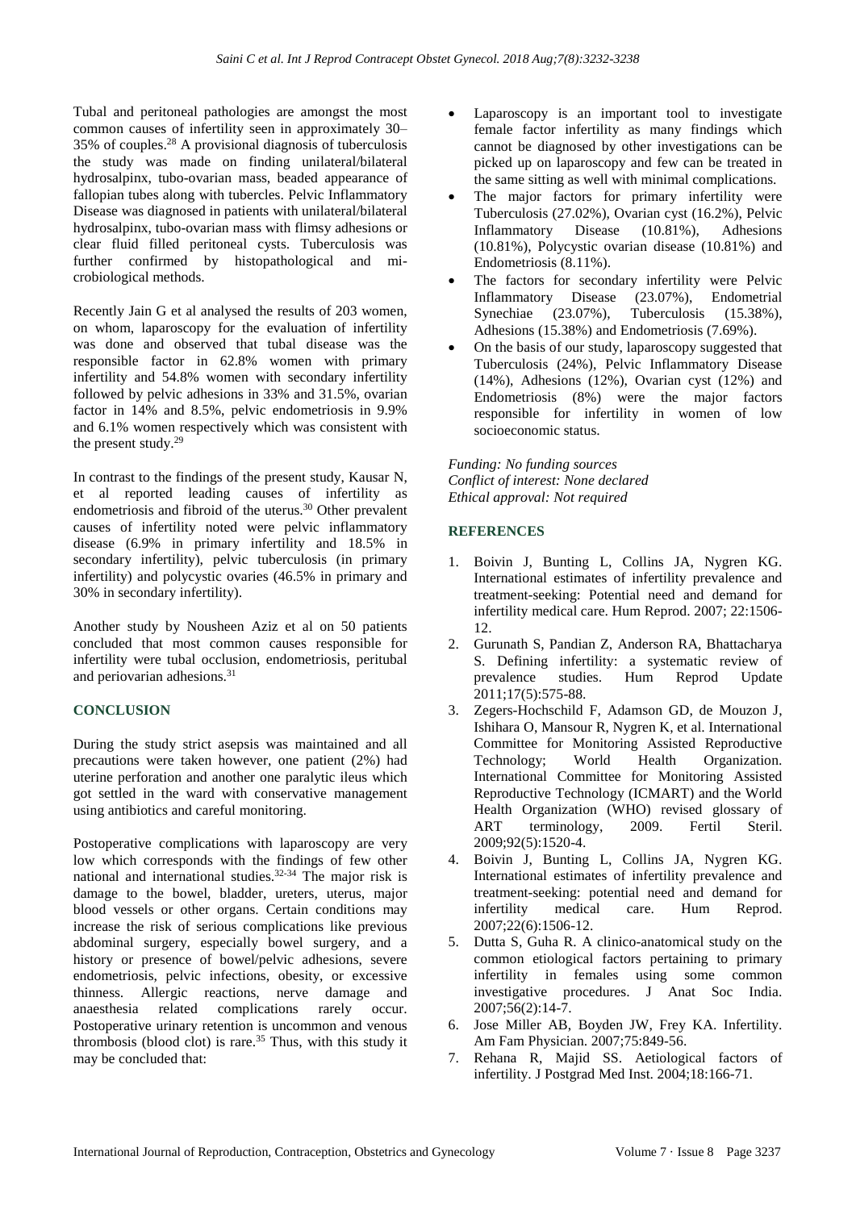Tubal and peritoneal pathologies are amongst the most common causes of infertility seen in approximately 30–35% of couples.[28] A provisional diagnosis of tuberculosis the study was made on finding unilateral/bilateral hydrosalpinx, tubo-ovarian mass, beaded appearance of fallopian tubes along with tubercles. Pelvic Inflammatory Disease was diagnosed in patients with unilateral/bilateral hydrosalpinx, tubo-ovarian mass with flimsy adhesions or clear fluid filled peritoneal cysts. Tuberculosis was further confirmed by histopathological and microbiological methods.

Recently Jain G et al analysed the results of 203 women, on whom, laparoscopy for the evaluation of infertility was done and observed that tubal disease was the responsible factor in 62.8% women with primary infertility and 54.8% women with secondary infertility followed by pelvic adhesions in 33% and 31.5%, ovarian factor in 14% and 8.5%, pelvic endometriosis in 9.9% and 6.1% women respectively which was consistent with the present study.[29]

In contrast to the findings of the present study, Kausar N, et al reported leading causes of infertility as endometriosis and fibroid of the uterus.[30] Other prevalent causes of infertility noted were pelvic inflammatory disease (6.9% in primary infertility and 18.5% in secondary infertility), pelvic tuberculosis (in primary infertility) and polycystic ovaries (46.5% in primary and 30% in secondary infertility).

Another study by Nousheen Aziz et al on 50 patients concluded that most common causes responsible for infertility were tubal occlusion, endometriosis, peritubal and periovarian adhesions.[31]

## CONCLUSION

During the study strict asepsis was maintained and all precautions were taken however, one patient (2%) had uterine perforation and another one paralytic ileus which got settled in the ward with conservative management using antibiotics and careful monitoring.

Postoperative complications with laparoscopy are very low which corresponds with the findings of few other national and international studies.[32-34] The major risk is damage to the bowel, bladder, ureters, uterus, major blood vessels or other organs. Certain conditions may increase the risk of serious complications like previous abdominal surgery, especially bowel surgery, and a history or presence of bowel/pelvic adhesions, severe endometriosis, pelvic infections, obesity, or excessive thinness. Allergic reactions, nerve damage and anaesthesia related complications rarely occur. Postoperative urinary retention is uncommon and venous thrombosis (blood clot) is rare.[35] Thus, with this study it may be concluded that:

- Laparoscopy is an important tool to investigate female factor infertility as many findings which cannot be diagnosed by other investigations can be picked up on laparoscopy and few can be treated in the same sitting as well with minimal complications.
- The major factors for primary infertility were Tuberculosis (27.02%), Ovarian cyst (16.2%), Pelvic Inflammatory Disease (10.81%), Adhesions (10.81%), Polycystic ovarian disease (10.81%) and Endometriosis (8.11%).
- The factors for secondary infertility were Pelvic Inflammatory Disease (23.07%), Endometrial Synechiae (23.07%), Tuberculosis (15.38%), Adhesions (15.38%) and Endometriosis (7.69%).
- On the basis of our study, laparoscopy suggested that Tuberculosis (24%), Pelvic Inflammatory Disease (14%), Adhesions (12%), Ovarian cyst (12%) and Endometriosis (8%) were the major factors responsible for infertility in women of low socioeconomic status.

*Funding: No funding sources*
*Conflict of interest: None declared*
*Ethical approval: Not required*

## REFERENCES

1. Boivin J, Bunting L, Collins JA, Nygren KG. International estimates of infertility prevalence and treatment-seeking: Potential need and demand for infertility medical care. Hum Reprod. 2007; 22:1506-12.
2. Gurunath S, Pandian Z, Anderson RA, Bhattacharya S. Defining infertility: a systematic review of prevalence studies. Hum Reprod Update 2011;17(5):575-88.
3. Zegers-Hochschild F, Adamson GD, de Mouzon J, Ishihara O, Mansour R, Nygren K, et al. International Committee for Monitoring Assisted Reproductive Technology; World Health Organization. International Committee for Monitoring Assisted Reproductive Technology (ICMART) and the World Health Organization (WHO) revised glossary of ART terminology, 2009. Fertil Steril. 2009;92(5):1520-4.
4. Boivin J, Bunting L, Collins JA, Nygren KG. International estimates of infertility prevalence and treatment-seeking: potential need and demand for infertility medical care. Hum Reprod. 2007;22(6):1506-12.
5. Dutta S, Guha R. A clinico-anatomical study on the common etiological factors pertaining to primary infertility in females using some common investigative procedures. J Anat Soc India. 2007;56(2):14-7.
6. Jose Miller AB, Boyden JW, Frey KA. Infertility. Am Fam Physician. 2007;75:849-56.
7. Rehana R, Majid SS. Aetiological factors of infertility. J Postgrad Med Inst. 2004;18:166-71.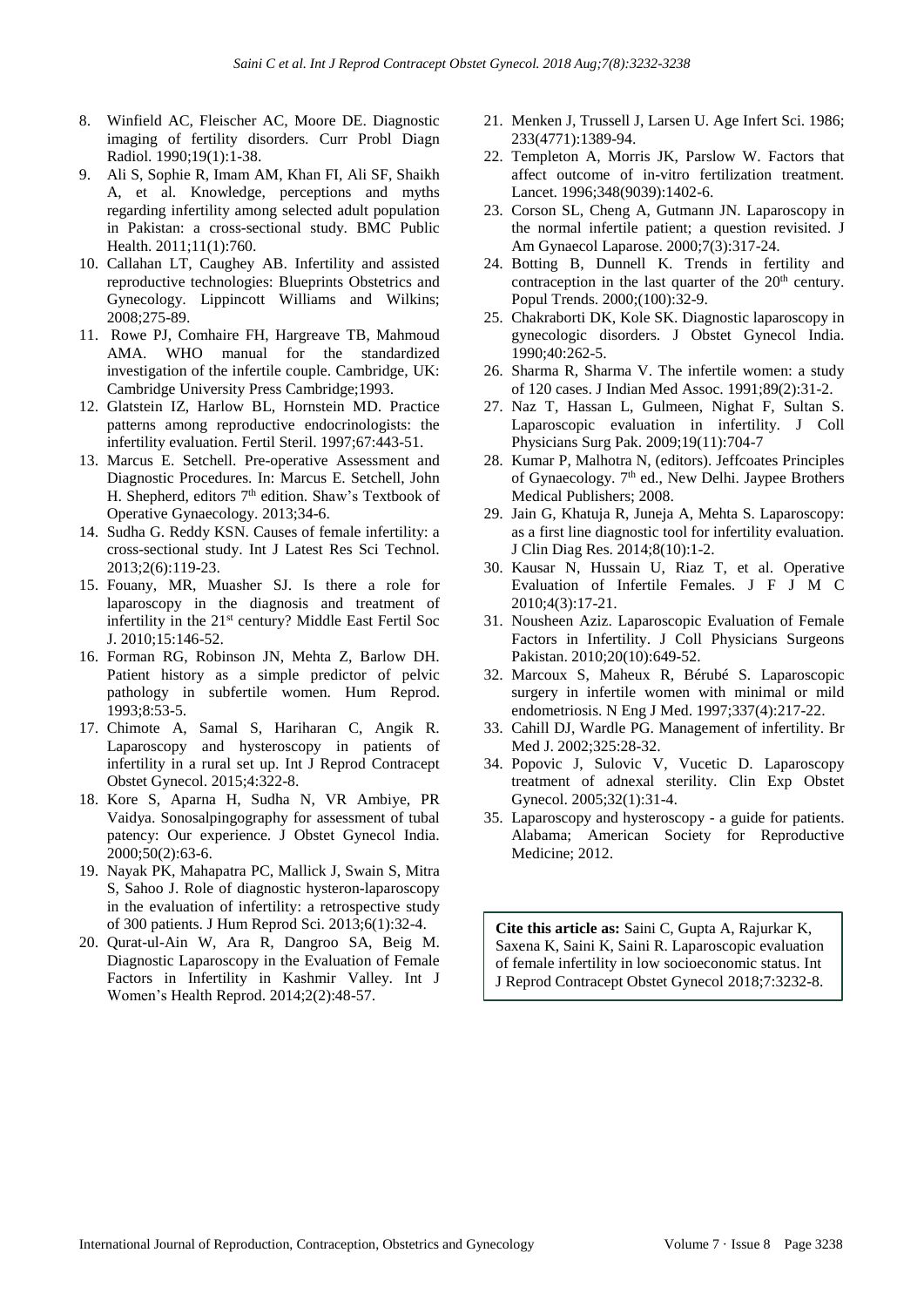8. Winfield AC, Fleischer AC, Moore DE. Diagnostic imaging of fertility disorders. Curr Probl Diagn Radiol. 1990;19(1):1-38.
9. Ali S, Sophie R, Imam AM, Khan FI, Ali SF, Shaikh A, et al. Knowledge, perceptions and myths regarding infertility among selected adult population in Pakistan: a cross-sectional study. BMC Public Health. 2011;11(1):760.
10. Callahan LT, Caughey AB. Infertility and assisted reproductive technologies: Blueprints Obstetrics and Gynecology. Lippincott Williams and Wilkins; 2008;275-89.
11. Rowe PJ, Comhaire FH, Hargreave TB, Mahmoud AMA. WHO manual for the standardized investigation of the infertile couple. Cambridge, UK: Cambridge University Press Cambridge;1993.
12. Glatstein IZ, Harlow BL, Hornstein MD. Practice patterns among reproductive endocrinologists: the infertility evaluation. Fertil Steril. 1997;67:443-51.
13. Marcus E. Setchell. Pre-operative Assessment and Diagnostic Procedures. In: Marcus E. Setchell, John H. Shepherd, editors 7th edition. Shaw's Textbook of Operative Gynaecology. 2013;34-6.
14. Sudha G. Reddy KSN. Causes of female infertility: a cross-sectional study. Int J Latest Res Sci Technol. 2013;2(6):119-23.
15. Fouany, MR, Muasher SJ. Is there a role for laparoscopy in the diagnosis and treatment of infertility in the 21st century? Middle East Fertil Soc J. 2010;15:146-52.
16. Forman RG, Robinson JN, Mehta Z, Barlow DH. Patient history as a simple predictor of pelvic pathology in subfertile women. Hum Reprod. 1993;8:53-5.
17. Chimote A, Samal S, Hariharan C, Angik R. Laparoscopy and hysteroscopy in patients of infertility in a rural set up. Int J Reprod Contracept Obstet Gynecol. 2015;4:322-8.
18. Kore S, Aparna H, Sudha N, VR Ambiye, PR Vaidya. Sonosalpingography for assessment of tubal patency: Our experience. J Obstet Gynecol India. 2000;50(2):63-6.
19. Nayak PK, Mahapatra PC, Mallick J, Swain S, Mitra S, Sahoo J. Role of diagnostic hysteron-laparoscopy in the evaluation of infertility: a retrospective study of 300 patients. J Hum Reprod Sci. 2013;6(1):32-4.
20. Qurat-ul-Ain W, Ara R, Dangroo SA, Beig M. Diagnostic Laparoscopy in the Evaluation of Female Factors in Infertility in Kashmir Valley. Int J Women's Health Reprod. 2014;2(2):48-57.
21. Menken J, Trussell J, Larsen U. Age Infert Sci. 1986; 233(4771):1389-94.
22. Templeton A, Morris JK, Parslow W. Factors that affect outcome of in-vitro fertilization treatment. Lancet. 1996;348(9039):1402-6.
23. Corson SL, Cheng A, Gutmann JN. Laparoscopy in the normal infertile patient; a question revisited. J Am Gynaecol Laparose. 2000;7(3):317-24.
24. Botting B, Dunnell K. Trends in fertility and contraception in the last quarter of the 20th century. Popul Trends. 2000;(100):32-9.
25. Chakraborti DK, Kole SK. Diagnostic laparoscopy in gynecologic disorders. J Obstet Gynecol India. 1990;40:262-5.
26. Sharma R, Sharma V. The infertile women: a study of 120 cases. J Indian Med Assoc. 1991;89(2):31-2.
27. Naz T, Hassan L, Gulmeen, Nighat F, Sultan S. Laparoscopic evaluation in infertility. J Coll Physicians Surg Pak. 2009;19(11):704-7
28. Kumar P, Malhotra N, (editors). Jeffcoates Principles of Gynaecology. 7th ed., New Delhi. Jaypee Brothers Medical Publishers; 2008.
29. Jain G, Khatuja R, Juneja A, Mehta S. Laparoscopy: as a first line diagnostic tool for infertility evaluation. J Clin Diag Res. 2014;8(10):1-2.
30. Kausar N, Hussain U, Riaz T, et al. Operative Evaluation of Infertile Females. J F J M C 2010;4(3):17-21.
31. Nousheen Aziz. Laparoscopic Evaluation of Female Factors in Infertility. J Coll Physicians Surgeons Pakistan. 2010;20(10):649-52.
32. Marcoux S, Maheux R, Bérubé S. Laparoscopic surgery in infertile women with minimal or mild endometriosis. N Eng J Med. 1997;337(4):217-22.
33. Cahill DJ, Wardle PG. Management of infertility. Br Med J. 2002;325:28-32.
34. Popovic J, Sulovic V, Vucetic D. Laparoscopy treatment of adnexal sterility. Clin Exp Obstet Gynecol. 2005;32(1):31-4.
35. Laparoscopy and hysteroscopy - a guide for patients. Alabama; American Society for Reproductive Medicine; 2012.

**Cite this article as:** Saini C, Gupta A, Rajurkar K, Saxena K, Saini K, Saini R. Laparoscopic evaluation of female infertility in low socioeconomic status. Int J Reprod Contracept Obstet Gynecol 2018;7:3232-8.